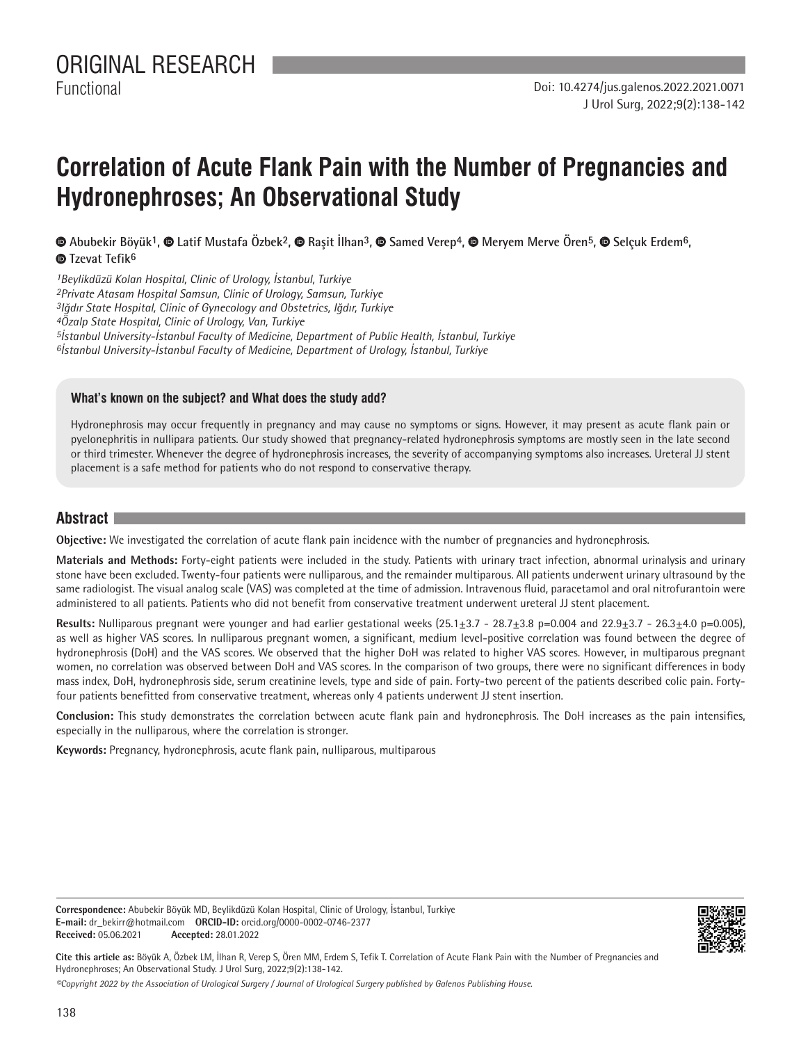ORIGINAL RESEARCH

Functional

Doi: 10.4274/jus.galenos.2022.2021.0071

# Correlation of Acute Flank Pain with the Number of Pregnancies and Hydronephroses; An Observational Study

**Abubekir Böyük[1], Latif Mustafa Özbek[2], Raşit İlhan[3], Samed Verep[4], Meryem Merve Ören[5], Selçuk Erdem[6], Tzevat Tefik[6]**

*[1]Beylikdüzü Kolan Hospital, Clinic of Urology, İstanbul, Turkiye*
*[2]Private Atasam Hospital Samsun, Clinic of Urology, Samsun, Turkiye*
*[3]Iğdır State Hospital, Clinic of Gynecology and Obstetrics, Iğdır, Turkiye*
*[4]Özalp State Hospital, Clinic of Urology, Van, Turkiye*
*[5]İstanbul University-İstanbul Faculty of Medicine, Department of Public Health, İstanbul, Turkiye*
*[6]İstanbul University-İstanbul Faculty of Medicine, Department of Urology, İstanbul, Turkiye*

### What's known on the subject? and What does the study add?

Hydronephrosis may occur frequently in pregnancy and may cause no symptoms or signs. However, it may present as acute flank pain or pyelonephritis in nullipara patients. Our study showed that pregnancy-related hydronephrosis symptoms are mostly seen in the late second or third trimester. Whenever the degree of hydronephrosis increases, the severity of accompanying symptoms also increases. Ureteral JJ stent placement is a safe method for patients who do not respond to conservative therapy.

## Abstract

**Objective:** We investigated the correlation of acute flank pain incidence with the number of pregnancies and hydronephrosis.

**Materials and Methods:** Forty-eight patients were included in the study. Patients with urinary tract infection, abnormal urinalysis and urinary stone have been excluded. Twenty-four patients were nulliparous, and the remainder multiparous. All patients underwent urinary ultrasound by the same radiologist. The visual analog scale (VAS) was completed at the time of admission. Intravenous fluid, paracetamol and oral nitrofurantoin were administered to all patients. Patients who did not benefit from conservative treatment underwent ureteral JJ stent placement.

**Results:** Nulliparous pregnant were younger and had earlier gestational weeks ($25.1\pm3.7$ - $28.7\pm3.8$ $p=0.004$ and $22.9\pm3.7$ - $26.3\pm4.0$ $p=0.005$), as well as higher VAS scores. In nulliparous pregnant women, a significant, medium level-positive correlation was found between the degree of hydronephrosis (DoH) and the VAS scores. We observed that the higher DoH was related to higher VAS scores. However, in multiparous pregnant women, no correlation was observed between DoH and VAS scores. In the comparison of two groups, there were no significant differences in body mass index, DoH, hydronephrosis side, serum creatinine levels, type and side of pain. Forty-two percent of the patients described colic pain. Forty-four patients benefitted from conservative treatment, whereas only 4 patients underwent JJ stent insertion.

**Conclusion:** This study demonstrates the correlation between acute flank pain and hydronephrosis. The DoH increases as the pain intensifies, especially in the nulliparous, where the correlation is stronger.

**Keywords:** Pregnancy, hydronephrosis, acute flank pain, nulliparous, multiparous

---

**Correspondence:** Abubekir Böyük MD, Beylikdüzü Kolan Hospital, Clinic of Urology, İstanbul, Turkiye
**E-mail:** dr_bekirr@hotmail.com **ORCID-ID:** orcid.org/0000-0002-0746-2377
**Received:** 05.06.2021 **Accepted:** 28.01.2022

**Cite this article as:** Böyük A, Özbek LM, İlhan R, Verep S, Ören MM, Erdem S, Tefik T. Correlation of Acute Flank Pain with the Number of Pregnancies and Hydronephroses; An Observational Study. J Urol Surg, 2022;9(2):138-142.

*©Copyright 2022 by the Association of Urological Surgery / Journal of Urological Surgery published by Galenos Publishing House.*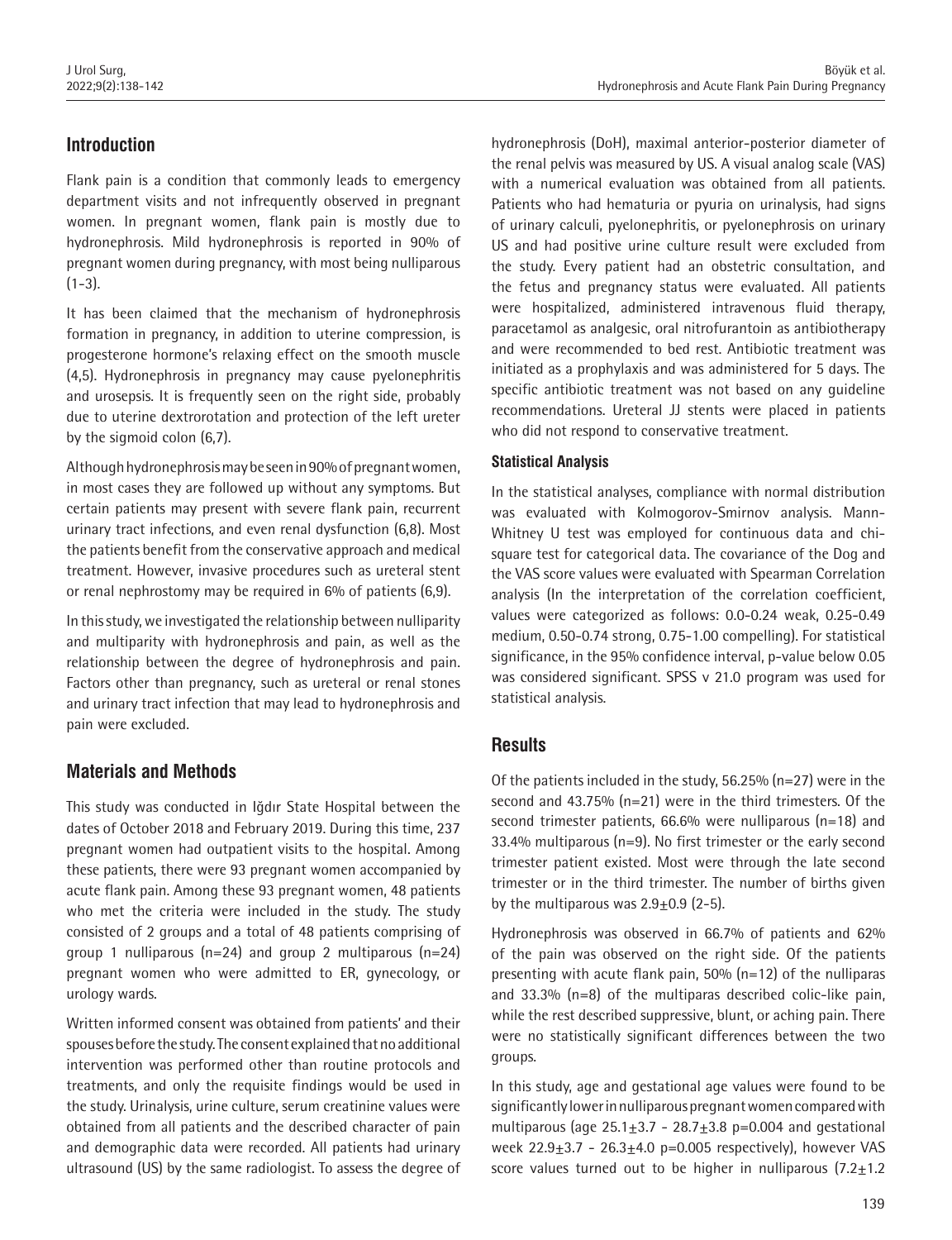## Introduction

Flank pain is a condition that commonly leads to emergency department visits and not infrequently observed in pregnant women. In pregnant women, flank pain is mostly due to hydronephrosis. Mild hydronephrosis is reported in 90% of pregnant women during pregnancy, with most being nulliparous (1-3).

It has been claimed that the mechanism of hydronephrosis formation in pregnancy, in addition to uterine compression, is progesterone hormone's relaxing effect on the smooth muscle (4,5). Hydronephrosis in pregnancy may cause pyelonephritis and urosepsis. It is frequently seen on the right side, probably due to uterine dextrorotation and protection of the left ureter by the sigmoid colon (6,7).

Although hydronephrosis may be seen in 90% of pregnant women, in most cases they are followed up without any symptoms. But certain patients may present with severe flank pain, recurrent urinary tract infections, and even renal dysfunction (6,8). Most the patients benefit from the conservative approach and medical treatment. However, invasive procedures such as ureteral stent or renal nephrostomy may be required in 6% of patients (6,9).

In this study, we investigated the relationship between nulliparity and multiparity with hydronephrosis and pain, as well as the relationship between the degree of hydronephrosis and pain. Factors other than pregnancy, such as ureteral or renal stones and urinary tract infection that may lead to hydronephrosis and pain were excluded.

## Materials and Methods

This study was conducted in Iğdır State Hospital between the dates of October 2018 and February 2019. During this time, 237 pregnant women had outpatient visits to the hospital. Among these patients, there were 93 pregnant women accompanied by acute flank pain. Among these 93 pregnant women, 48 patients who met the criteria were included in the study. The study consisted of 2 groups and a total of 48 patients comprising of group 1 nulliparous (n=24) and group 2 multiparous (n=24) pregnant women who were admitted to ER, gynecology, or urology wards.

Written informed consent was obtained from patients' and their spouses before the study. The consent explained that no additional intervention was performed other than routine protocols and treatments, and only the requisite findings would be used in the study. Urinalysis, urine culture, serum creatinine values were obtained from all patients and the described character of pain and demographic data were recorded. All patients had urinary ultrasound (US) by the same radiologist. To assess the degree of hydronephrosis (DoH), maximal anterior-posterior diameter of the renal pelvis was measured by US. A visual analog scale (VAS) with a numerical evaluation was obtained from all patients. Patients who had hematuria or pyuria on urinalysis, had signs of urinary calculi, pyelonephritis, or pyelonephrosis on urinary US and had positive urine culture result were excluded from the study. Every patient had an obstetric consultation, and the fetus and pregnancy status were evaluated. All patients were hospitalized, administered intravenous fluid therapy, paracetamol as analgesic, oral nitrofurantoin as antibiotherapy and were recommended to bed rest. Antibiotic treatment was initiated as a prophylaxis and was administered for 5 days. The specific antibiotic treatment was not based on any guideline recommendations. Ureteral JJ stents were placed in patients who did not respond to conservative treatment.

### Statistical Analysis

In the statistical analyses, compliance with normal distribution was evaluated with Kolmogorov-Smirnov analysis. Mann-Whitney U test was employed for continuous data and chi-square test for categorical data. The covariance of the Dog and the VAS score values were evaluated with Spearman Correlation analysis (In the interpretation of the correlation coefficient, values were categorized as follows: 0.0-0.24 weak, 0.25-0.49 medium, 0.50-0.74 strong, 0.75-1.00 compelling). For statistical significance, in the 95% confidence interval, p-value below 0.05 was considered significant. SPSS v 21.0 program was used for statistical analysis.

## Results

Of the patients included in the study, 56.25% (n=27) were in the second and 43.75% (n=21) were in the third trimesters. Of the second trimester patients, 66.6% were nulliparous (n=18) and 33.4% multiparous (n=9). No first trimester or the early second trimester patient existed. Most were through the late second trimester or in the third trimester. The number of births given by the multiparous was $2.9 \pm 0.9$ (2-5).

Hydronephrosis was observed in 66.7% of patients and 62% of the pain was observed on the right side. Of the patients presenting with acute flank pain, 50% (n=12) of the nulliparas and 33.3% (n=8) of the multiparas described colic-like pain, while the rest described suppressive, blunt, or aching pain. There were no statistically significant differences between the two groups.

In this study, age and gestational age values were found to be significantly lower in nulliparous pregnant women compared with multiparous (age $25.1 \pm 3.7$ - $28.7 \pm 3.8$ p=0.004 and gestational week $22.9 \pm 3.7$ - $26.3 \pm 4.0$ p=0.005 respectively), however VAS score values turned out to be higher in nulliparous ($7.2 \pm 1.2$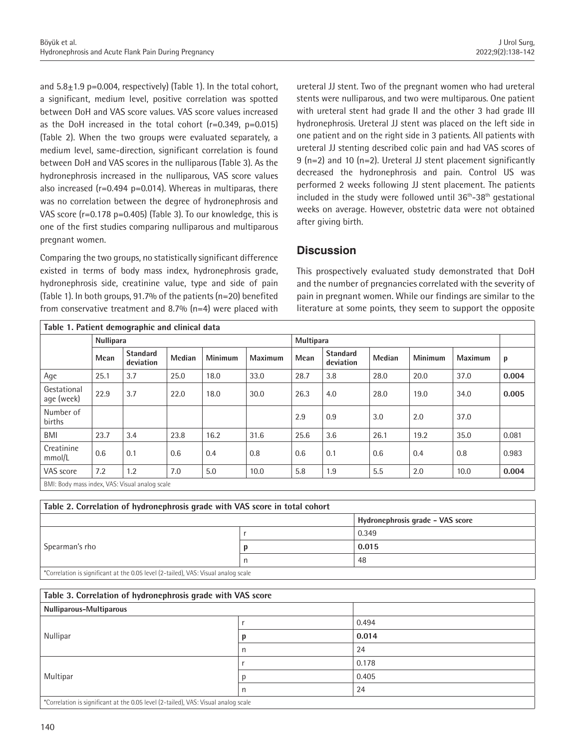and 5.8±1.9 p=0.004, respectively) (Table 1). In the total cohort, a significant, medium level, positive correlation was spotted between DoH and VAS score values. VAS score values increased as the DoH increased in the total cohort (r=0.349, p=0.015) (Table 2). When the two groups were evaluated separately, a medium level, same-direction, significant correlation is found between DoH and VAS scores in the nulliparous (Table 3). As the hydronephrosis increased in the nulliparous, VAS score values also increased (r=0.494 p=0.014). Whereas in multiparas, there was no correlation between the degree of hydronephrosis and VAS score (r=0.178 p=0.405) (Table 3). To our knowledge, this is one of the first studies comparing nulliparous and multiparous pregnant women.

Comparing the two groups, no statistically significant difference existed in terms of body mass index, hydronephrosis grade, hydronephrosis side, creatinine value, type and side of pain (Table 1). In both groups, 91.7% of the patients (n=20) benefited from conservative treatment and 8.7% (n=4) were placed with ureteral JJ stent. Two of the pregnant women who had ureteral stents were nulliparous, and two were multiparous. One patient with ureteral stent had grade II and the other 3 had grade III hydronephrosis. Ureteral JJ stent was placed on the left side in one patient and on the right side in 3 patients. All patients with ureteral JJ stenting described colic pain and had VAS scores of 9 (n=2) and 10 (n=2). Ureteral JJ stent placement significantly decreased the hydronephrosis and pain. Control US was performed 2 weeks following JJ stent placement. The patients included in the study were followed until 36th-38th gestational weeks on average. However, obstetric data were not obtained after giving birth.

## Discussion

This prospectively evaluated study demonstrated that DoH and the number of pregnancies correlated with the severity of pain in pregnant women. While our findings are similar to the literature at some points, they seem to support the opposite

**Table 1. Patient demographic and clinical data**

| | Nullipara | | | | | Multipara | | | | | |
|---|---|---|---|---|---|---|---|---|---|---|---|
| | Mean | Standard deviation | Median | Minimum | Maximum | Mean | Standard deviation | Median | Minimum | Maximum | p |
| Age | 25.1 | 3.7 | 25.0 | 18.0 | 33.0 | 28.7 | 3.8 | 28.0 | 20.0 | 37.0 | **0.004** |
| Gestational age (week) | 22.9 | 3.7 | 22.0 | 18.0 | 30.0 | 26.3 | 4.0 | 28.0 | 19.0 | 34.0 | **0.005** |
| Number of births | | | | | | 2.9 | 0.9 | 3.0 | 2.0 | 37.0 | |
| BMI | 23.7 | 3.4 | 23.8 | 16.2 | 31.6 | 25.6 | 3.6 | 26.1 | 19.2 | 35.0 | 0.081 |
| Creatinine mmol/L | 0.6 | 0.1 | 0.6 | 0.4 | 0.8 | 0.6 | 0.1 | 0.6 | 0.4 | 0.8 | 0.983 |
| VAS score | 7.2 | 1.2 | 7.0 | 5.0 | 10.0 | 5.8 | 1.9 | 5.5 | 2.0 | 10.0 | **0.004** |

BMI: Body mass index, VAS: Visual analog scale

**Table 2. Correlation of hydronephrosis grade with VAS score in total cohort**

| | | Hydronephrosis grade - VAS score |
|---|---|---|
| Spearman's rho | r | 0.349 |
| | p | **0.015** |
| | n | 48 |

*Correlation is significant at the 0.05 level (2-tailed), VAS: Visual analog scale

**Table 3. Correlation of hydronephrosis grade with VAS score**

| Nulliparous-Multiparous | | |
|---|---|---|
| Nullipar | r | 0.494 |
| | p | **0.014** |
| | n | 24 |
| Multipar | r | 0.178 |
| | p | 0.405 |
| | n | 24 |

*Correlation is significant at the 0.05 level (2-tailed), VAS: Visual analog scale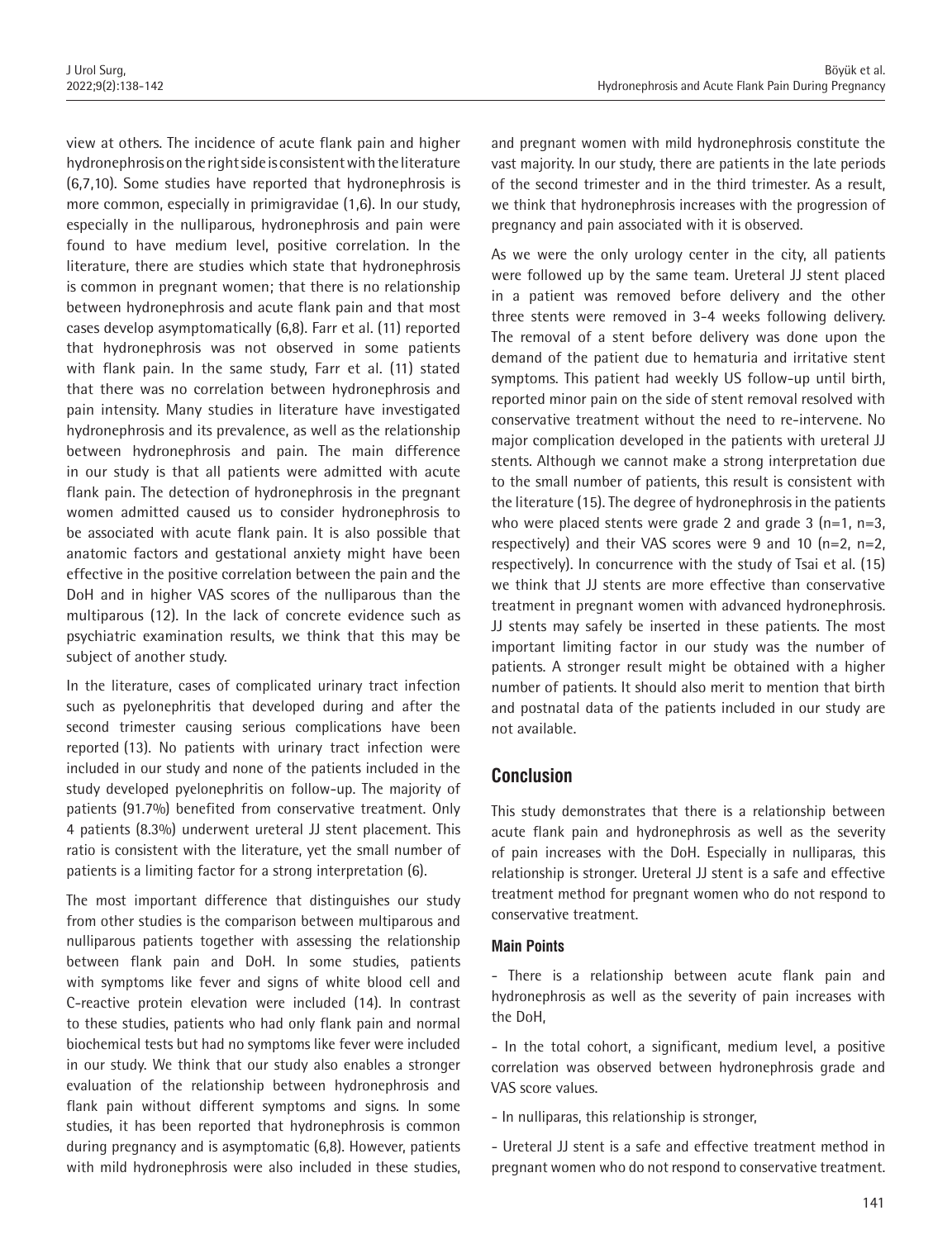view at others. The incidence of acute flank pain and higher hydronephrosis on the right side is consistent with the literature (6,7,10). Some studies have reported that hydronephrosis is more common, especially in primigravidae (1,6). In our study, especially in the nulliparous, hydronephrosis and pain were found to have medium level, positive correlation. In the literature, there are studies which state that hydronephrosis is common in pregnant women; that there is no relationship between hydronephrosis and acute flank pain and that most cases develop asymptomatically (6,8). Farr et al. (11) reported that hydronephrosis was not observed in some patients with flank pain. In the same study, Farr et al. (11) stated that there was no correlation between hydronephrosis and pain intensity. Many studies in literature have investigated hydronephrosis and its prevalence, as well as the relationship between hydronephrosis and pain. The main difference in our study is that all patients were admitted with acute flank pain. The detection of hydronephrosis in the pregnant women admitted caused us to consider hydronephrosis to be associated with acute flank pain. It is also possible that anatomic factors and gestational anxiety might have been effective in the positive correlation between the pain and the DoH and in higher VAS scores of the nulliparous than the multiparous (12). In the lack of concrete evidence such as psychiatric examination results, we think that this may be subject of another study.

In the literature, cases of complicated urinary tract infection such as pyelonephritis that developed during and after the second trimester causing serious complications have been reported (13). No patients with urinary tract infection were included in our study and none of the patients included in the study developed pyelonephritis on follow-up. The majority of patients (91.7%) benefited from conservative treatment. Only 4 patients (8.3%) underwent ureteral JJ stent placement. This ratio is consistent with the literature, yet the small number of patients is a limiting factor for a strong interpretation (6).

The most important difference that distinguishes our study from other studies is the comparison between multiparous and nulliparous patients together with assessing the relationship between flank pain and DoH. In some studies, patients with symptoms like fever and signs of white blood cell and C-reactive protein elevation were included (14). In contrast to these studies, patients who had only flank pain and normal biochemical tests but had no symptoms like fever were included in our study. We think that our study also enables a stronger evaluation of the relationship between hydronephrosis and flank pain without different symptoms and signs. In some studies, it has been reported that hydronephrosis is common during pregnancy and is asymptomatic (6,8). However, patients with mild hydronephrosis were also included in these studies, and pregnant women with mild hydronephrosis constitute the vast majority. In our study, there are patients in the late periods of the second trimester and in the third trimester. As a result, we think that hydronephrosis increases with the progression of pregnancy and pain associated with it is observed.

As we were the only urology center in the city, all patients were followed up by the same team. Ureteral JJ stent placed in a patient was removed before delivery and the other three stents were removed in 3-4 weeks following delivery. The removal of a stent before delivery was done upon the demand of the patient due to hematuria and irritative stent symptoms. This patient had weekly US follow-up until birth, reported minor pain on the side of stent removal resolved with conservative treatment without the need to re-intervene. No major complication developed in the patients with ureteral JJ stents. Although we cannot make a strong interpretation due to the small number of patients, this result is consistent with the literature (15). The degree of hydronephrosis in the patients who were placed stents were grade 2 and grade 3 (n=1, n=3, respectively) and their VAS scores were 9 and 10 (n=2, n=2, respectively). In concurrence with the study of Tsai et al. (15) we think that JJ stents are more effective than conservative treatment in pregnant women with advanced hydronephrosis. JJ stents may safely be inserted in these patients. The most important limiting factor in our study was the number of patients. A stronger result might be obtained with a higher number of patients. It should also merit to mention that birth and postnatal data of the patients included in our study are not available.

## Conclusion

This study demonstrates that there is a relationship between acute flank pain and hydronephrosis as well as the severity of pain increases with the DoH. Especially in nulliparas, this relationship is stronger. Ureteral JJ stent is a safe and effective treatment method for pregnant women who do not respond to conservative treatment.

### Main Points

- There is a relationship between acute flank pain and hydronephrosis as well as the severity of pain increases with the DoH,
- In the total cohort, a significant, medium level, a positive correlation was observed between hydronephrosis grade and VAS score values.
- In nulliparas, this relationship is stronger,
- Ureteral JJ stent is a safe and effective treatment method in pregnant women who do not respond to conservative treatment.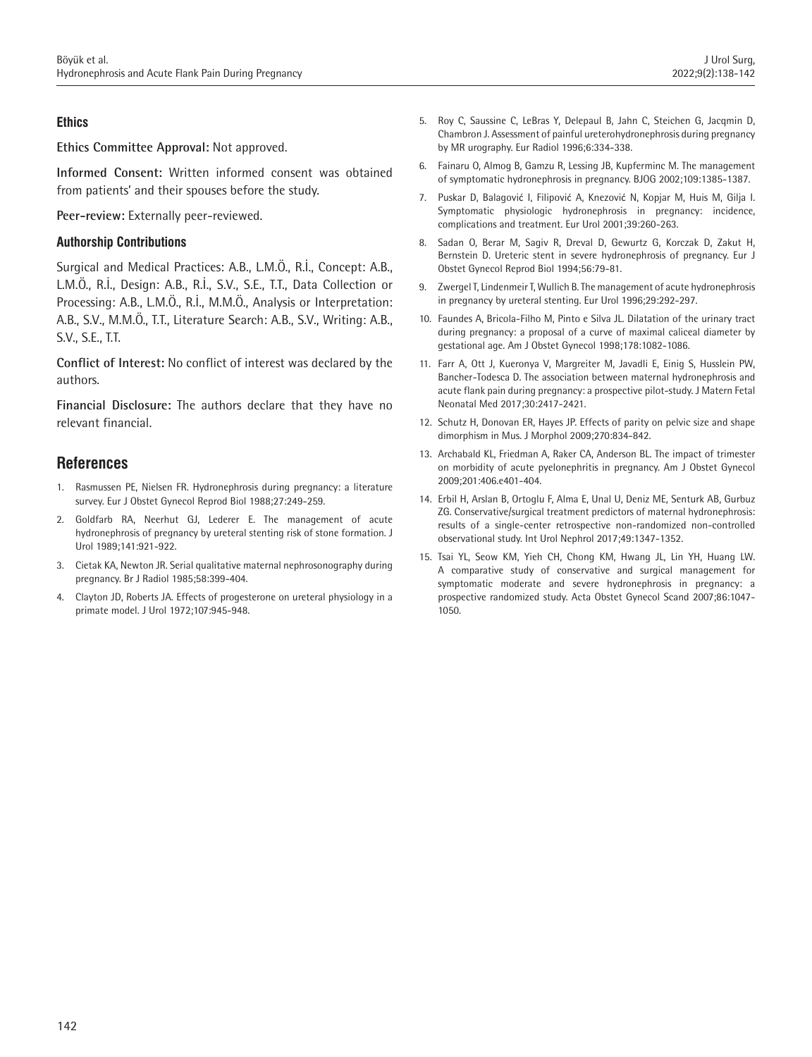## Ethics

**Ethics Committee Approval:** Not approved.

**Informed Consent:** Written informed consent was obtained from patients' and their spouses before the study.

**Peer-review:** Externally peer-reviewed.

### Authorship Contributions

Surgical and Medical Practices: A.B., L.M.Ö., R.İ., Concept: A.B., L.M.Ö., R.İ., Design: A.B., R.İ., S.V., S.E., T.T., Data Collection or Processing: A.B., L.M.Ö., R.İ., M.M.Ö., Analysis or Interpretation: A.B., S.V., M.M.Ö., T.T., Literature Search: A.B., S.V., Writing: A.B., S.V., S.E., T.T.

**Conflict of Interest:** No conflict of interest was declared by the authors.

**Financial Disclosure:** The authors declare that they have no relevant financial.

## References

1. Rasmussen PE, Nielsen FR. Hydronephrosis during pregnancy: a literature survey. Eur J Obstet Gynecol Reprod Biol 1988;27:249-259.
2. Goldfarb RA, Neerhut GJ, Lederer E. The management of acute hydronephrosis of pregnancy by ureteral stenting risk of stone formation. J Urol 1989;141:921-922.
3. Cietak KA, Newton JR. Serial qualitative maternal nephrosonography during pregnancy. Br J Radiol 1985;58:399-404.
4. Clayton JD, Roberts JA. Effects of progesterone on ureteral physiology in a primate model. J Urol 1972;107:945-948.
5. Roy C, Saussine C, LeBras Y, Delepaul B, Jahn C, Steichen G, Jacqmin D, Chambron J. Assessment of painful ureterohydronephrosis during pregnancy by MR urography. Eur Radiol 1996;6:334-338.
6. Fainaru O, Almog B, Gamzu R, Lessing JB, Kupferminc M. The management of symptomatic hydronephrosis in pregnancy. BJOG 2002;109:1385-1387.
7. Puskar D, Balagović I, Filipović A, Knezović N, Kopjar M, Huis M, Gilja I. Symptomatic physiologic hydronephrosis in pregnancy: incidence, complications and treatment. Eur Urol 2001;39:260-263.
8. Sadan O, Berar M, Sagiv R, Dreval D, Gewurtz G, Korczak D, Zakut H, Bernstein D. Ureteric stent in severe hydronephrosis of pregnancy. Eur J Obstet Gynecol Reprod Biol 1994;56:79-81.
9. Zwergel T, Lindenmeir T, Wullich B. The management of acute hydronephrosis in pregnancy by ureteral stenting. Eur Urol 1996;29:292-297.
10. Faundes A, Bricola-Filho M, Pinto e Silva JL. Dilatation of the urinary tract during pregnancy: a proposal of a curve of maximal caliceal diameter by gestational age. Am J Obstet Gynecol 1998;178:1082-1086.
11. Farr A, Ott J, Kueronya V, Margreiter M, Javadli E, Einig S, Husslein PW, Bancher-Todesca D. The association between maternal hydronephrosis and acute flank pain during pregnancy: a prospective pilot-study. J Matern Fetal Neonatal Med 2017;30:2417-2421.
12. Schutz H, Donovan ER, Hayes JP. Effects of parity on pelvic size and shape dimorphism in Mus. J Morphol 2009;270:834-842.
13. Archabald KL, Friedman A, Raker CA, Anderson BL. The impact of trimester on morbidity of acute pyelonephritis in pregnancy. Am J Obstet Gynecol 2009;201:406.e401-404.
14. Erbil H, Arslan B, Ortoglu F, Alma E, Unal U, Deniz ME, Senturk AB, Gurbuz ZG. Conservative/surgical treatment predictors of maternal hydronephrosis: results of a single-center retrospective non-randomized non-controlled observational study. Int Urol Nephrol 2017;49:1347-1352.
15. Tsai YL, Seow KM, Yieh CH, Chong KM, Hwang JL, Lin YH, Huang LW. A comparative study of conservative and surgical management for symptomatic moderate and severe hydronephrosis in pregnancy: a prospective randomized study. Acta Obstet Gynecol Scand 2007;86:1047-1050.